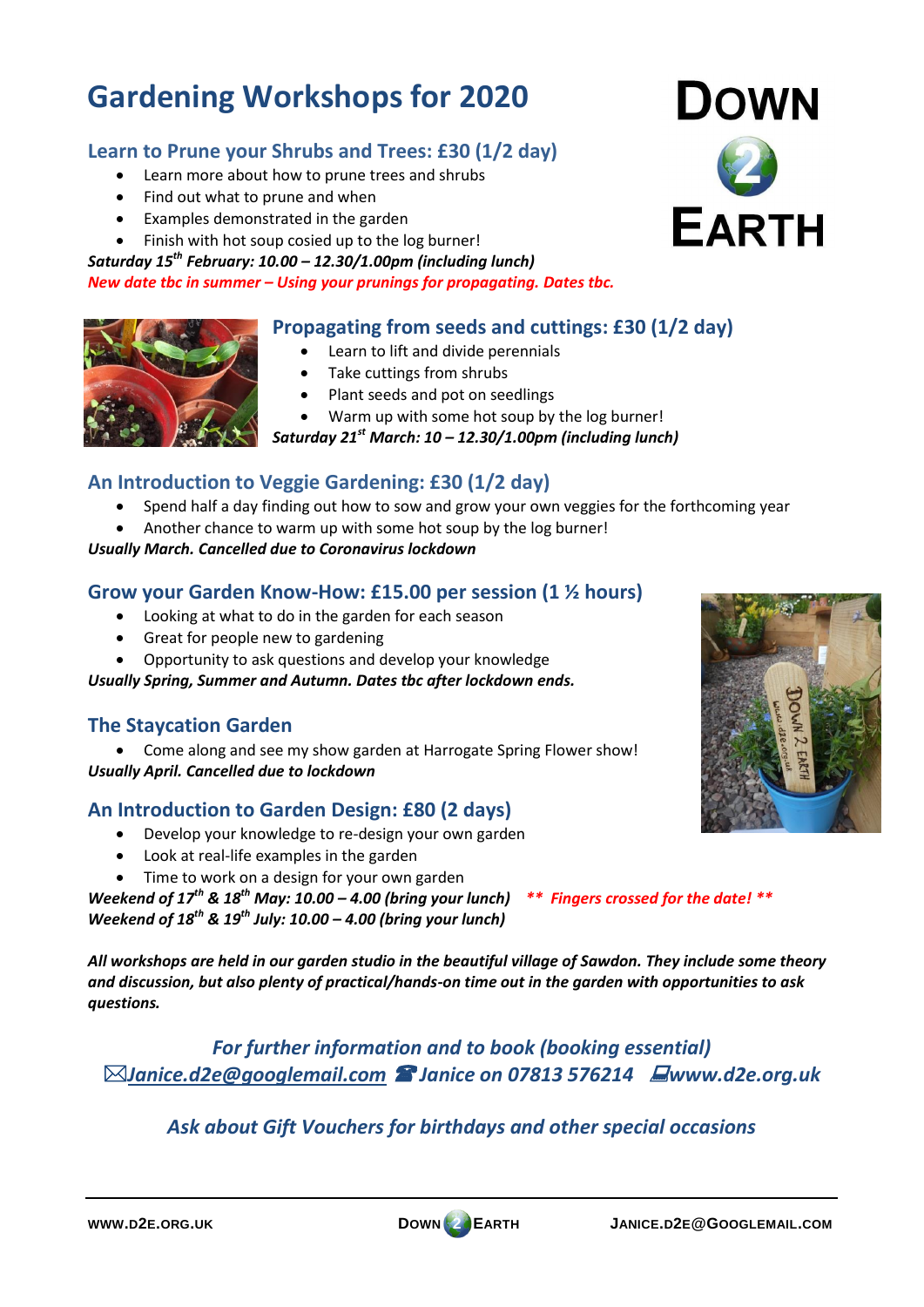# Gardening Workshops for 2020

DOWN 2 EARTH

## Learn to Prune your Shrubs and Trees: £30 (1/2 day)

- Learn more about how to prune trees and shrubs
- Find out what to prune and when
- Examples demonstrated in the garden
- Finish with hot soup cosied up to the log burner!

***Saturday 15th February: 10.00 – 12.30/1.00pm (including lunch)***

***New date tbc in summer – Using your prunings for propagating. Dates tbc.***

## Propagating from seeds and cuttings: £30 (1/2 day)

- Learn to lift and divide perennials
- Take cuttings from shrubs
- Plant seeds and pot on seedlings
- Warm up with some hot soup by the log burner!

***Saturday 21st March: 10 – 12.30/1.00pm (including lunch)***

## An Introduction to Veggie Gardening: £30 (1/2 day)

- Spend half a day finding out how to sow and grow your own veggies for the forthcoming year
- Another chance to warm up with some hot soup by the log burner!

***Usually March. Cancelled due to Coronavirus lockdown***

## Grow your Garden Know-How: £15.00 per session (1 ½ hours)

- Looking at what to do in the garden for each season
- Great for people new to gardening
- Opportunity to ask questions and develop your knowledge

***Usually Spring, Summer and Autumn. Dates tbc after lockdown ends.***

## The Staycation Garden

- Come along and see my show garden at Harrogate Spring Flower show!

***Usually April. Cancelled due to lockdown***

## An Introduction to Garden Design: £80 (2 days)

- Develop your knowledge to re-design your own garden
- Look at real-life examples in the garden
- Time to work on a design for your own garden

***Weekend of 17th & 18th May: 10.00 – 4.00 (bring your lunch)*** ***\*\* Fingers crossed for the date! \*\****

***Weekend of 18th & 19th July: 10.00 – 4.00 (bring your lunch)***

***All workshops are held in our garden studio in the beautiful village of Sawdon. They include some theory and discussion, but also plenty of practical/hands-on time out in the garden with opportunities to ask questions.***

*For further information and to book (booking essential)*

*✉Janice.d2e@googlemail.com ☎Janice on 07813 576214 www.d2e.org.uk*

*Ask about Gift Vouchers for birthdays and other special occasions*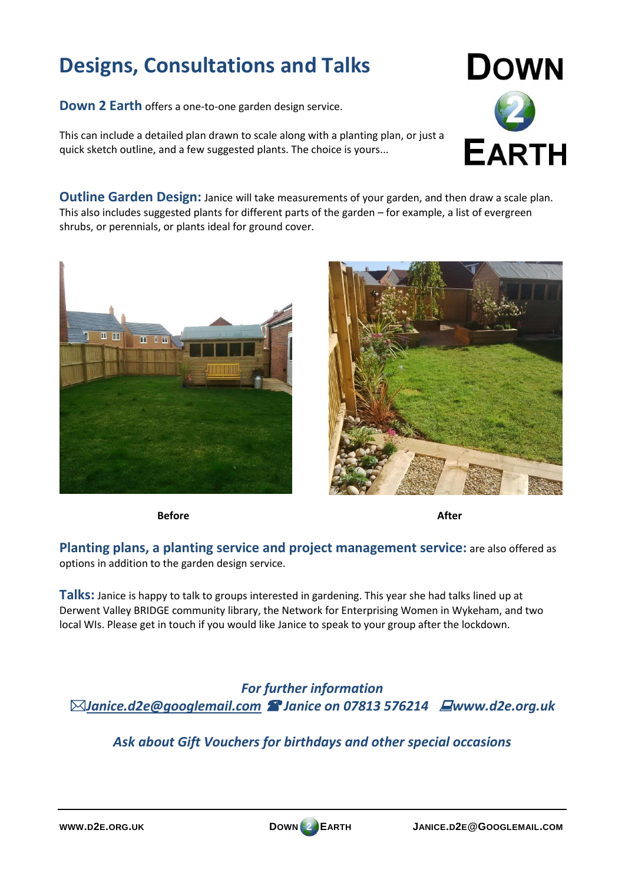# Designs, Consultations and Talks

**Down 2 Earth** offers a one-to-one garden design service.

This can include a detailed plan drawn to scale along with a planting plan, or just a quick sketch outline, and a few suggested plants. The choice is yours...

**Outline Garden Design:** Janice will take measurements of your garden, and then draw a scale plan. This also includes suggested plants for different parts of the garden – for example, a list of evergreen shrubs, or perennials, or plants ideal for ground cover.

**Before**

**After**

**Planting plans, a planting service and project management service:** are also offered as options in addition to the garden design service.

**Talks:** Janice is happy to talk to groups interested in gardening. This year she had talks lined up at Derwent Valley BRIDGE community library, the Network for Enterprising Women in Wykeham, and two local WIs. Please get in touch if you would like Janice to speak to your group after the lockdown.

***For further information***

***✉Janice.d2e@googlemail.com ☎Janice on 07813 576214 www.d2e.org.uk***

***Ask about Gift Vouchers for birthdays and other special occasions***